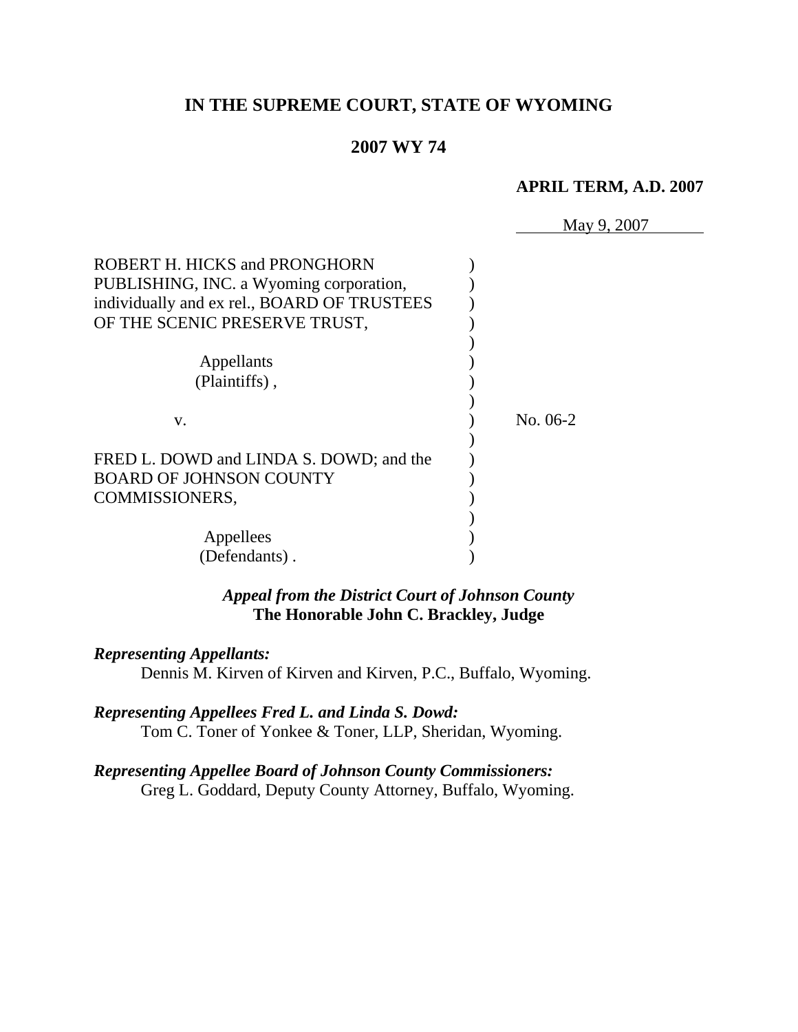# IN THE SUPREME COURT, STATE OF WYOMING

## 2007 WY 74

**APRIL TERM, A.D. 2007**

May 9, 2007

ROBERT H. HICKS and PRONGHORN PUBLISHING, INC. a Wyoming corporation, individually and ex rel., BOARD OF TRUSTEES OF THE SCENIC PRESERVE TRUST,

Appellants (Plaintiffs),

v.

FRED L. DOWD and LINDA S. DOWD; and the BOARD OF JOHNSON COUNTY COMMISSIONERS,

Appellees (Defendants).

No. 06-2

***Appeal from the District Court of Johnson County***
**The Honorable John C. Brackley, Judge**

***Representing Appellants:***
Dennis M. Kirven of Kirven and Kirven, P.C., Buffalo, Wyoming.

***Representing Appellees Fred L. and Linda S. Dowd:***
Tom C. Toner of Yonkee & Toner, LLP, Sheridan, Wyoming.

***Representing Appellee Board of Johnson County Commissioners:***
Greg L. Goddard, Deputy County Attorney, Buffalo, Wyoming.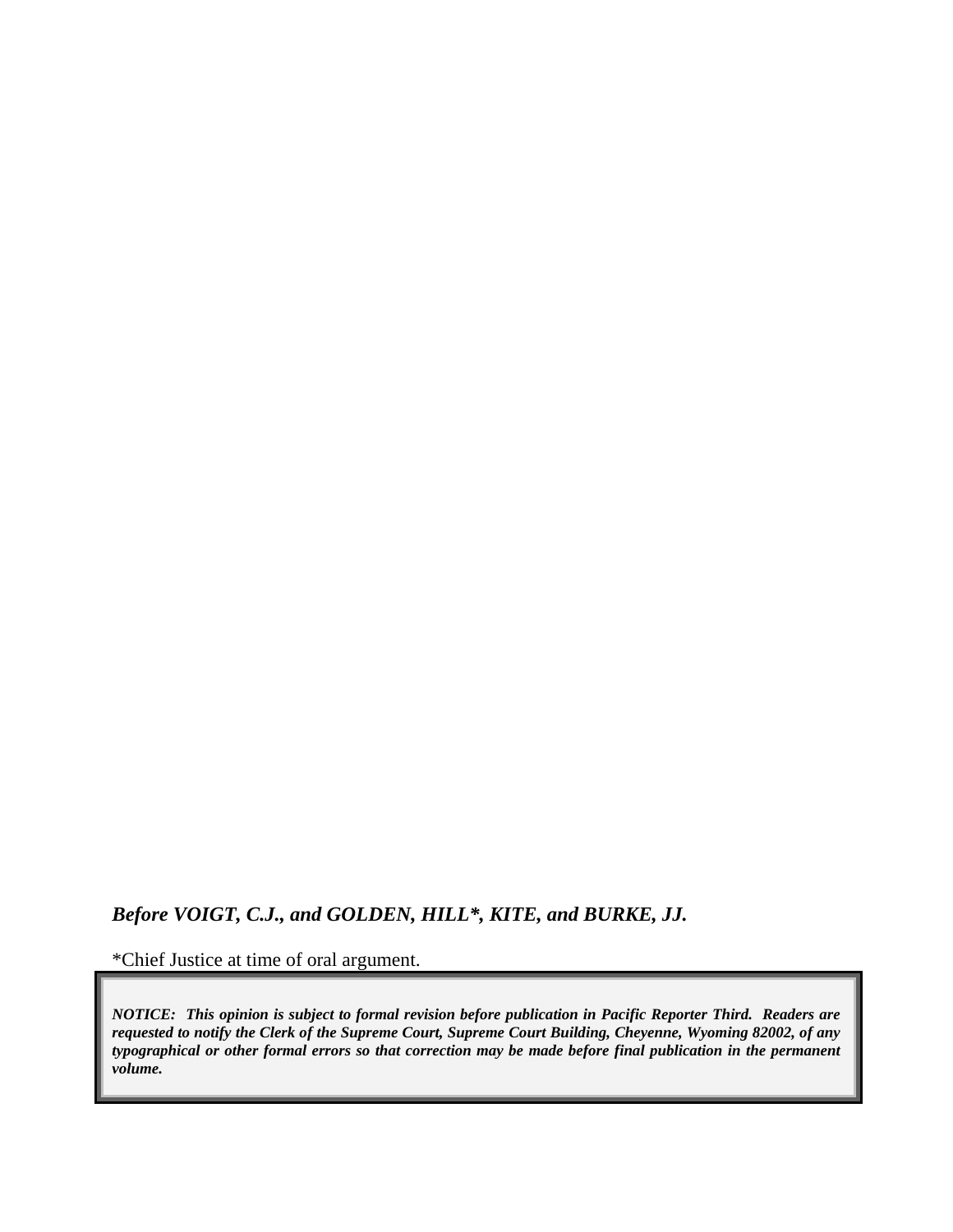***Before VOIGT, C.J., and GOLDEN, HILL*, KITE, and BURKE, JJ.***

*Chief Justice at time of oral argument.

***NOTICE: This opinion is subject to formal revision before publication in Pacific Reporter Third. Readers are requested to notify the Clerk of the Supreme Court, Supreme Court Building, Cheyenne, Wyoming 82002, of any typographical or other formal errors so that correction may be made before final publication in the permanent volume.***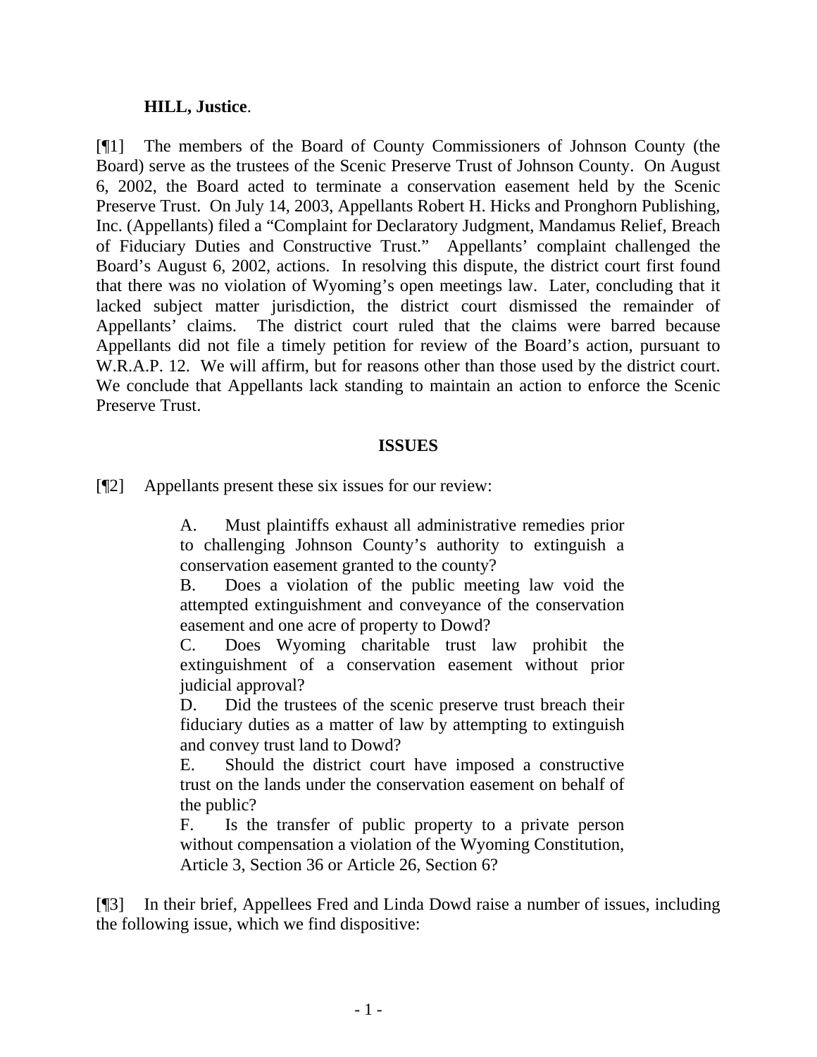**HILL, Justice**.

[¶1] The members of the Board of County Commissioners of Johnson County (the Board) serve as the trustees of the Scenic Preserve Trust of Johnson County. On August 6, 2002, the Board acted to terminate a conservation easement held by the Scenic Preserve Trust. On July 14, 2003, Appellants Robert H. Hicks and Pronghorn Publishing, Inc. (Appellants) filed a "Complaint for Declaratory Judgment, Mandamus Relief, Breach of Fiduciary Duties and Constructive Trust." Appellants' complaint challenged the Board's August 6, 2002, actions. In resolving this dispute, the district court first found that there was no violation of Wyoming's open meetings law. Later, concluding that it lacked subject matter jurisdiction, the district court dismissed the remainder of Appellants' claims. The district court ruled that the claims were barred because Appellants did not file a timely petition for review of the Board's action, pursuant to W.R.A.P. 12. We will affirm, but for reasons other than those used by the district court. We conclude that Appellants lack standing to maintain an action to enforce the Scenic Preserve Trust.

## ISSUES

[¶2] Appellants present these six issues for our review:

> A. Must plaintiffs exhaust all administrative remedies prior to challenging Johnson County's authority to extinguish a conservation easement granted to the county?
>
> B. Does a violation of the public meeting law void the attempted extinguishment and conveyance of the conservation easement and one acre of property to Dowd?
>
> C. Does Wyoming charitable trust law prohibit the extinguishment of a conservation easement without prior judicial approval?
>
> D. Did the trustees of the scenic preserve trust breach their fiduciary duties as a matter of law by attempting to extinguish and convey trust land to Dowd?
>
> E. Should the district court have imposed a constructive trust on the lands under the conservation easement on behalf of the public?
>
> F. Is the transfer of public property to a private person without compensation a violation of the Wyoming Constitution, Article 3, Section 36 or Article 26, Section 6?

[¶3] In their brief, Appellees Fred and Linda Dowd raise a number of issues, including the following issue, which we find dispositive: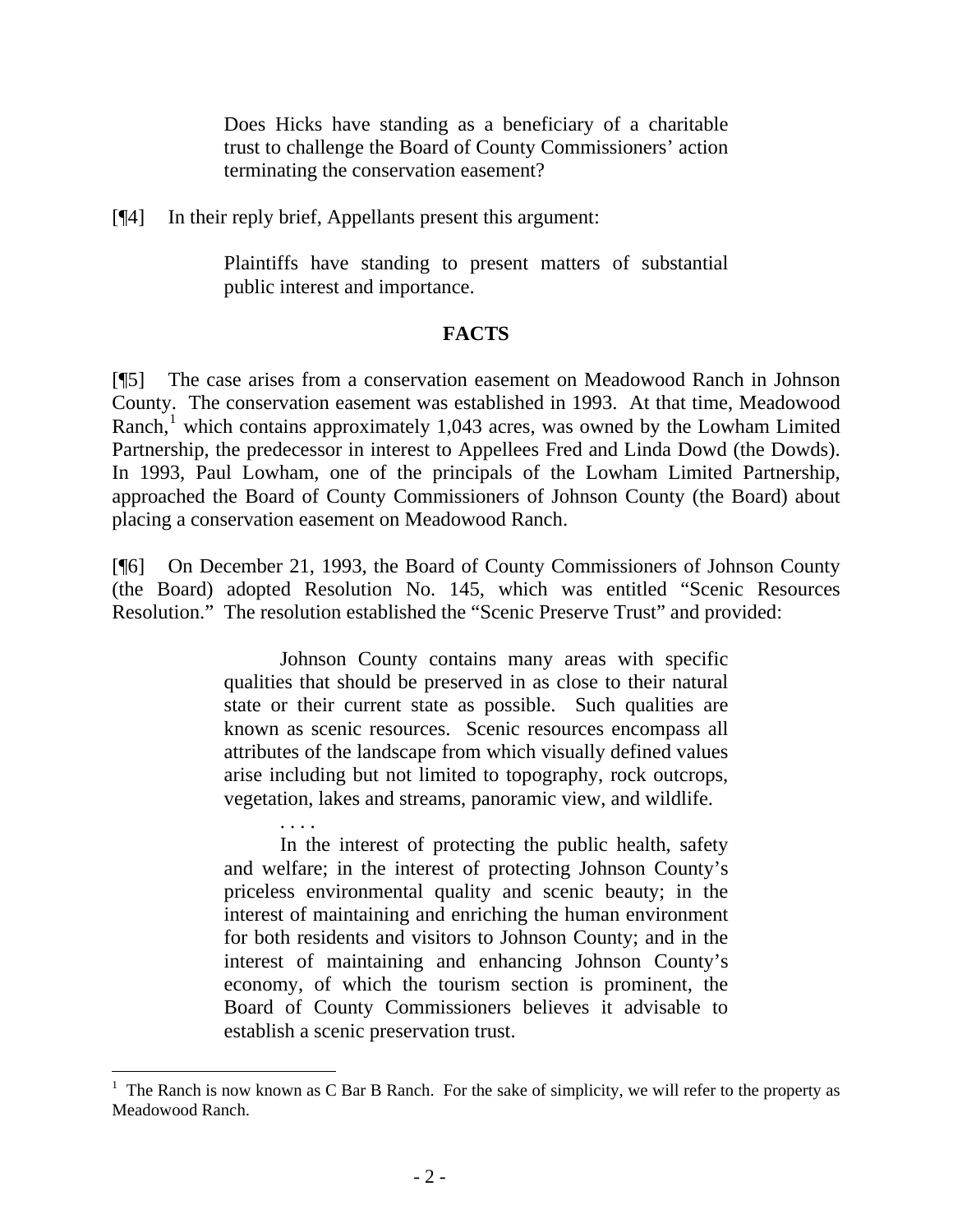> Does Hicks have standing as a beneficiary of a charitable trust to challenge the Board of County Commissioners' action terminating the conservation easement?

[¶4] In their reply brief, Appellants present this argument:

> Plaintiffs have standing to present matters of substantial public interest and importance.

## FACTS

[¶5] The case arises from a conservation easement on Meadowood Ranch in Johnson County. The conservation easement was established in 1993. At that time, Meadowood Ranch,[1] which contains approximately 1,043 acres, was owned by the Lowham Limited Partnership, the predecessor in interest to Appellees Fred and Linda Dowd (the Dowds). In 1993, Paul Lowham, one of the principals of the Lowham Limited Partnership, approached the Board of County Commissioners of Johnson County (the Board) about placing a conservation easement on Meadowood Ranch.

[¶6] On December 21, 1993, the Board of County Commissioners of Johnson County (the Board) adopted Resolution No. 145, which was entitled "Scenic Resources Resolution." The resolution established the "Scenic Preserve Trust" and provided:

> Johnson County contains many areas with specific qualities that should be preserved in as close to their natural state or their current state as possible. Such qualities are known as scenic resources. Scenic resources encompass all attributes of the landscape from which visually defined values arise including but not limited to topography, rock outcrops, vegetation, lakes and streams, panoramic view, and wildlife.
>
> . . . .
>
> In the interest of protecting the public health, safety and welfare; in the interest of protecting Johnson County's priceless environmental quality and scenic beauty; in the interest of maintaining and enriching the human environment for both residents and visitors to Johnson County; and in the interest of maintaining and enhancing Johnson County's economy, of which the tourism section is prominent, the Board of County Commissioners believes it advisable to establish a scenic preservation trust.

---

[1] The Ranch is now known as C Bar B Ranch. For the sake of simplicity, we will refer to the property as Meadowood Ranch.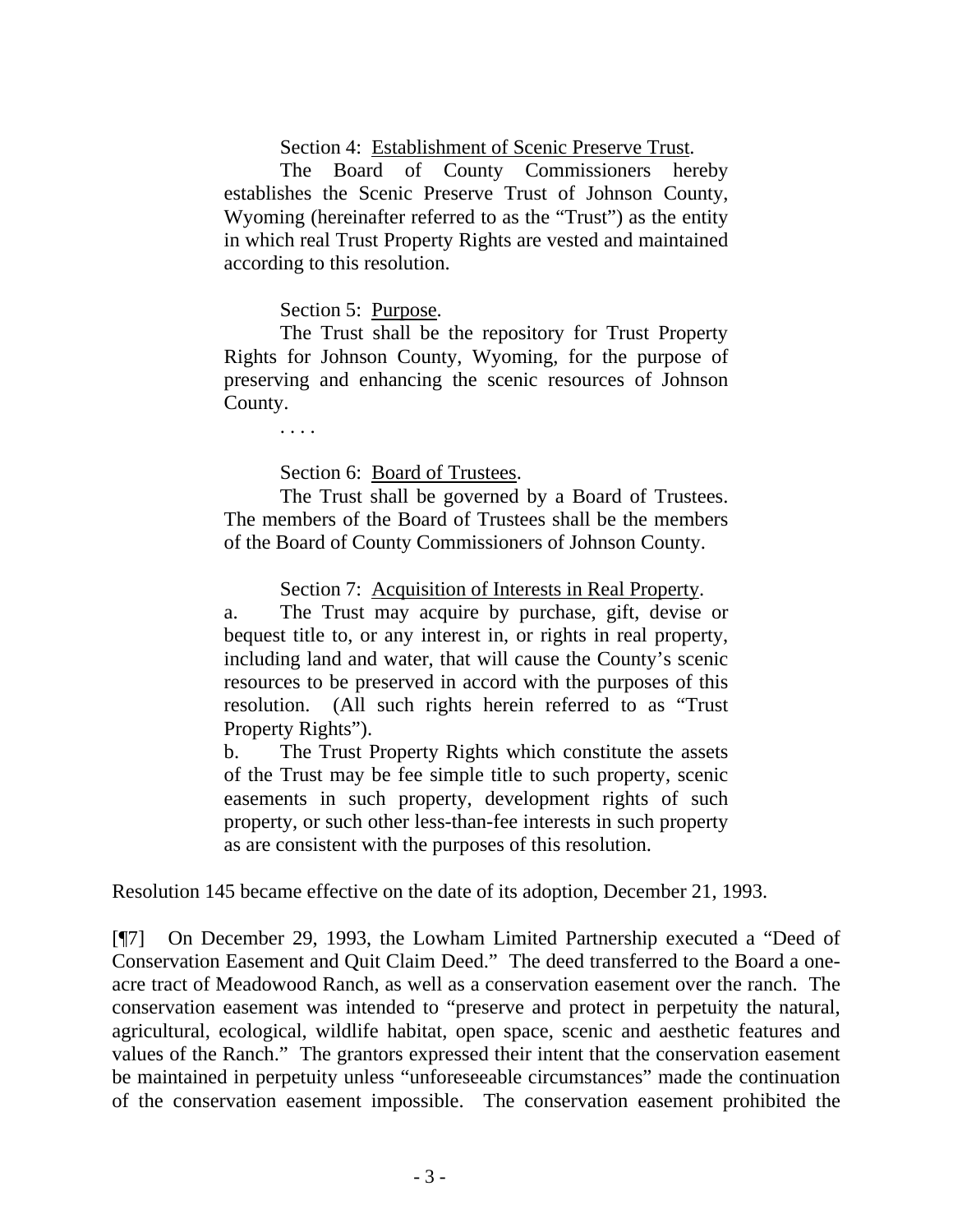> Section 4: Establishment of Scenic Preserve Trust.
>
> The Board of County Commissioners hereby establishes the Scenic Preserve Trust of Johnson County, Wyoming (hereinafter referred to as the "Trust") as the entity in which real Trust Property Rights are vested and maintained according to this resolution.
>
> Section 5: Purpose.
>
> The Trust shall be the repository for Trust Property Rights for Johnson County, Wyoming, for the purpose of preserving and enhancing the scenic resources of Johnson County.
>
> . . . .
>
> Section 6: Board of Trustees.
>
> The Trust shall be governed by a Board of Trustees. The members of the Board of Trustees shall be the members of the Board of County Commissioners of Johnson County.
>
> Section 7: Acquisition of Interests in Real Property.
>
> a. The Trust may acquire by purchase, gift, devise or bequest title to, or any interest in, or rights in real property, including land and water, that will cause the County's scenic resources to be preserved in accord with the purposes of this resolution. (All such rights herein referred to as "Trust Property Rights").
>
> b. The Trust Property Rights which constitute the assets of the Trust may be fee simple title to such property, scenic easements in such property, development rights of such property, or such other less-than-fee interests in such property as are consistent with the purposes of this resolution.

Resolution 145 became effective on the date of its adoption, December 21, 1993.

[¶7] On December 29, 1993, the Lowham Limited Partnership executed a "Deed of Conservation Easement and Quit Claim Deed." The deed transferred to the Board a one-acre tract of Meadowood Ranch, as well as a conservation easement over the ranch. The conservation easement was intended to "preserve and protect in perpetuity the natural, agricultural, ecological, wildlife habitat, open space, scenic and aesthetic features and values of the Ranch." The grantors expressed their intent that the conservation easement be maintained in perpetuity unless "unforeseeable circumstances" made the continuation of the conservation easement impossible. The conservation easement prohibited the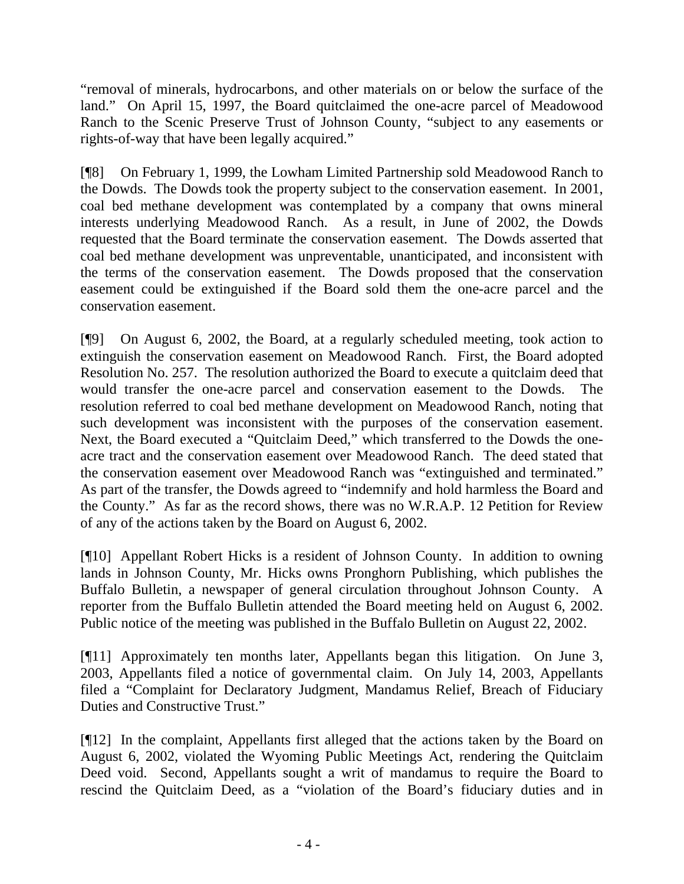"removal of minerals, hydrocarbons, and other materials on or below the surface of the land." On April 15, 1997, the Board quitclaimed the one-acre parcel of Meadowood Ranch to the Scenic Preserve Trust of Johnson County, "subject to any easements or rights-of-way that have been legally acquired."

[¶8] On February 1, 1999, the Lowham Limited Partnership sold Meadowood Ranch to the Dowds. The Dowds took the property subject to the conservation easement. In 2001, coal bed methane development was contemplated by a company that owns mineral interests underlying Meadowood Ranch. As a result, in June of 2002, the Dowds requested that the Board terminate the conservation easement. The Dowds asserted that coal bed methane development was unpreventable, unanticipated, and inconsistent with the terms of the conservation easement. The Dowds proposed that the conservation easement could be extinguished if the Board sold them the one-acre parcel and the conservation easement.

[¶9] On August 6, 2002, the Board, at a regularly scheduled meeting, took action to extinguish the conservation easement on Meadowood Ranch. First, the Board adopted Resolution No. 257. The resolution authorized the Board to execute a quitclaim deed that would transfer the one-acre parcel and conservation easement to the Dowds. The resolution referred to coal bed methane development on Meadowood Ranch, noting that such development was inconsistent with the purposes of the conservation easement. Next, the Board executed a "Quitclaim Deed," which transferred to the Dowds the one-acre tract and the conservation easement over Meadowood Ranch. The deed stated that the conservation easement over Meadowood Ranch was "extinguished and terminated." As part of the transfer, the Dowds agreed to "indemnify and hold harmless the Board and the County." As far as the record shows, there was no W.R.A.P. 12 Petition for Review of any of the actions taken by the Board on August 6, 2002.

[¶10] Appellant Robert Hicks is a resident of Johnson County. In addition to owning lands in Johnson County, Mr. Hicks owns Pronghorn Publishing, which publishes the Buffalo Bulletin, a newspaper of general circulation throughout Johnson County. A reporter from the Buffalo Bulletin attended the Board meeting held on August 6, 2002. Public notice of the meeting was published in the Buffalo Bulletin on August 22, 2002.

[¶11] Approximately ten months later, Appellants began this litigation. On June 3, 2003, Appellants filed a notice of governmental claim. On July 14, 2003, Appellants filed a "Complaint for Declaratory Judgment, Mandamus Relief, Breach of Fiduciary Duties and Constructive Trust."

[¶12] In the complaint, Appellants first alleged that the actions taken by the Board on August 6, 2002, violated the Wyoming Public Meetings Act, rendering the Quitclaim Deed void. Second, Appellants sought a writ of mandamus to require the Board to rescind the Quitclaim Deed, as a "violation of the Board's fiduciary duties and in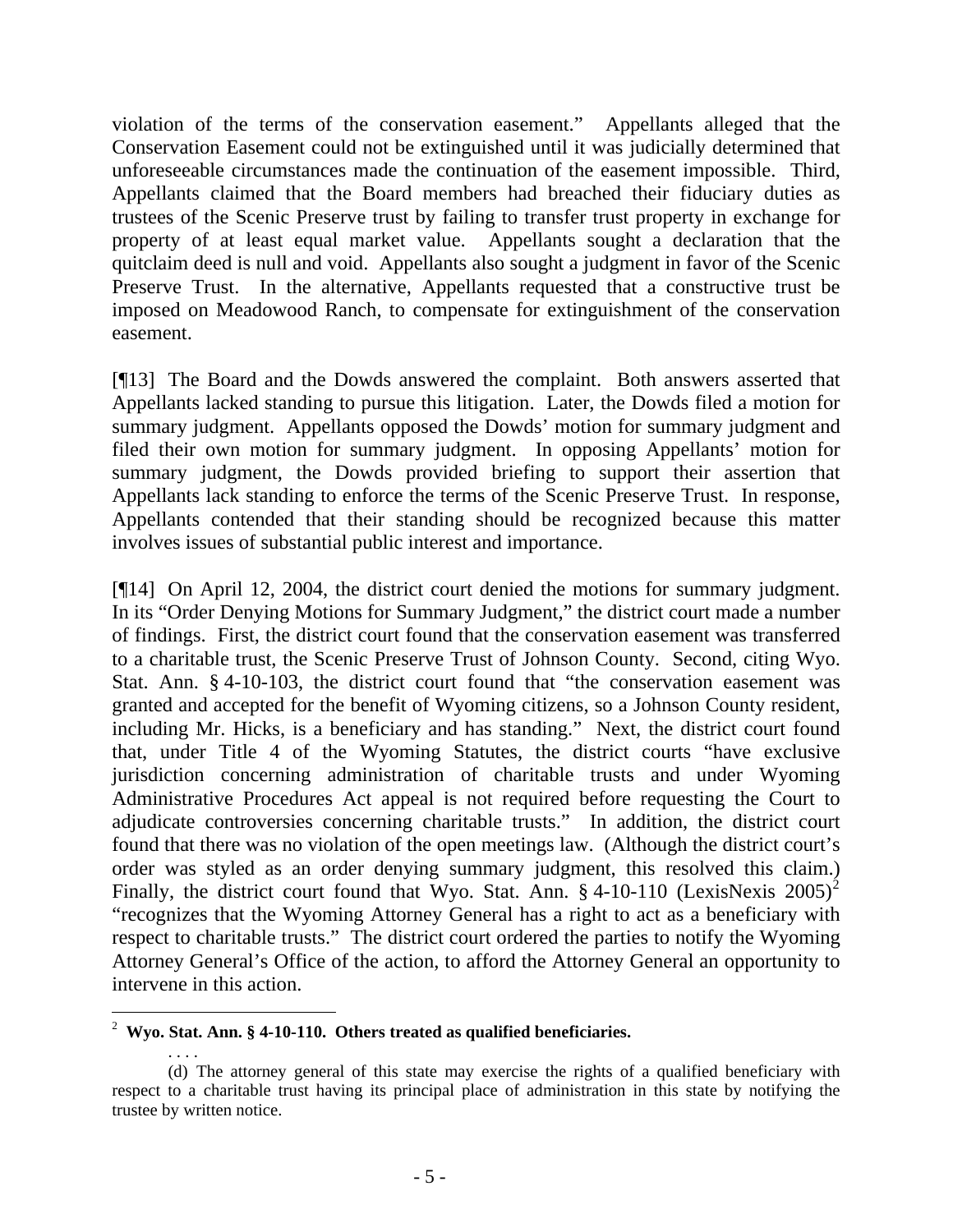violation of the terms of the conservation easement." Appellants alleged that the Conservation Easement could not be extinguished until it was judicially determined that unforeseeable circumstances made the continuation of the easement impossible. Third, Appellants claimed that the Board members had breached their fiduciary duties as trustees of the Scenic Preserve trust by failing to transfer trust property in exchange for property of at least equal market value. Appellants sought a declaration that the quitclaim deed is null and void. Appellants also sought a judgment in favor of the Scenic Preserve Trust. In the alternative, Appellants requested that a constructive trust be imposed on Meadowood Ranch, to compensate for extinguishment of the conservation easement.

[¶13] The Board and the Dowds answered the complaint. Both answers asserted that Appellants lacked standing to pursue this litigation. Later, the Dowds filed a motion for summary judgment. Appellants opposed the Dowds' motion for summary judgment and filed their own motion for summary judgment. In opposing Appellants' motion for summary judgment, the Dowds provided briefing to support their assertion that Appellants lack standing to enforce the terms of the Scenic Preserve Trust. In response, Appellants contended that their standing should be recognized because this matter involves issues of substantial public interest and importance.

[¶14] On April 12, 2004, the district court denied the motions for summary judgment. In its "Order Denying Motions for Summary Judgment," the district court made a number of findings. First, the district court found that the conservation easement was transferred to a charitable trust, the Scenic Preserve Trust of Johnson County. Second, citing Wyo. Stat. Ann. § 4-10-103, the district court found that "the conservation easement was granted and accepted for the benefit of Wyoming citizens, so a Johnson County resident, including Mr. Hicks, is a beneficiary and has standing." Next, the district court found that, under Title 4 of the Wyoming Statutes, the district courts "have exclusive jurisdiction concerning administration of charitable trusts and under Wyoming Administrative Procedures Act appeal is not required before requesting the Court to adjudicate controversies concerning charitable trusts." In addition, the district court found that there was no violation of the open meetings law. (Although the district court's order was styled as an order denying summary judgment, this resolved this claim.) Finally, the district court found that Wyo. Stat. Ann. § 4-10-110 (LexisNexis 2005)[2] "recognizes that the Wyoming Attorney General has a right to act as a beneficiary with respect to charitable trusts." The district court ordered the parties to notify the Wyoming Attorney General's Office of the action, to afford the Attorney General an opportunity to intervene in this action.

---

[2] **Wyo. Stat. Ann. § 4-10-110. Others treated as qualified beneficiaries.**

. . . .

(d) The attorney general of this state may exercise the rights of a qualified beneficiary with respect to a charitable trust having its principal place of administration in this state by notifying the trustee by written notice.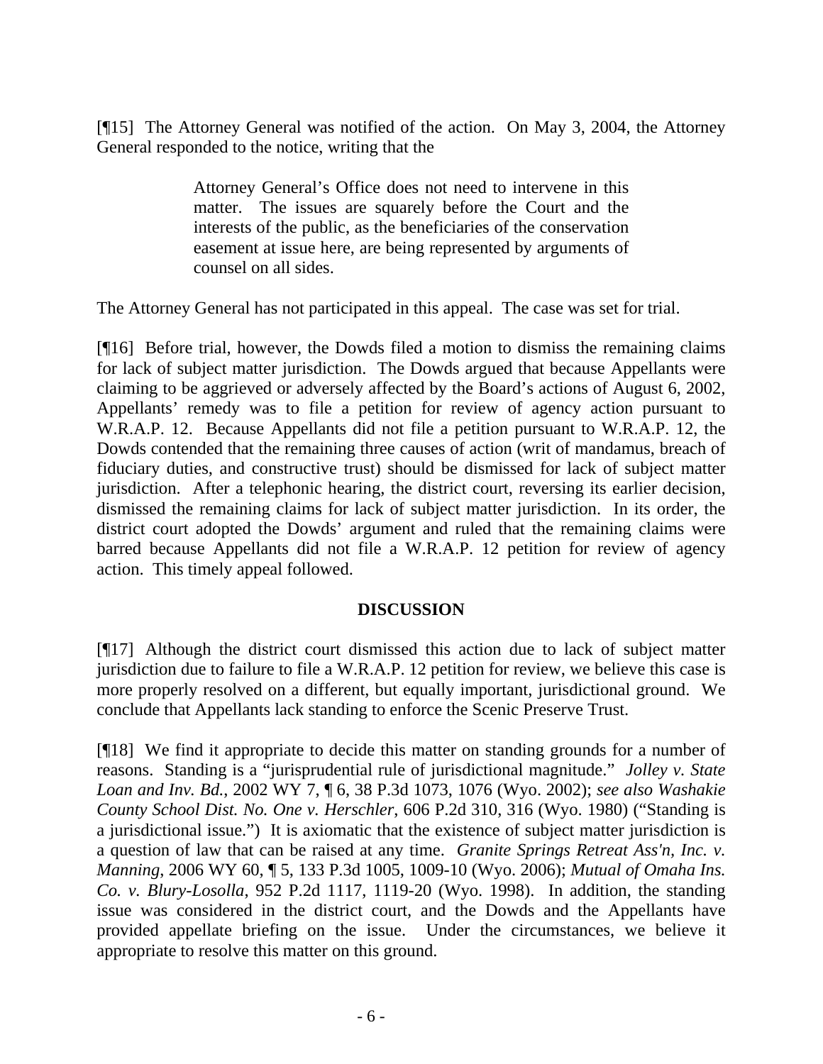[¶15] The Attorney General was notified of the action. On May 3, 2004, the Attorney General responded to the notice, writing that the

> Attorney General's Office does not need to intervene in this matter. The issues are squarely before the Court and the interests of the public, as the beneficiaries of the conservation easement at issue here, are being represented by arguments of counsel on all sides.

The Attorney General has not participated in this appeal. The case was set for trial.

[¶16] Before trial, however, the Dowds filed a motion to dismiss the remaining claims for lack of subject matter jurisdiction. The Dowds argued that because Appellants were claiming to be aggrieved or adversely affected by the Board's actions of August 6, 2002, Appellants' remedy was to file a petition for review of agency action pursuant to W.R.A.P. 12. Because Appellants did not file a petition pursuant to W.R.A.P. 12, the Dowds contended that the remaining three causes of action (writ of mandamus, breach of fiduciary duties, and constructive trust) should be dismissed for lack of subject matter jurisdiction. After a telephonic hearing, the district court, reversing its earlier decision, dismissed the remaining claims for lack of subject matter jurisdiction. In its order, the district court adopted the Dowds' argument and ruled that the remaining claims were barred because Appellants did not file a W.R.A.P. 12 petition for review of agency action. This timely appeal followed.

## DISCUSSION

[¶17] Although the district court dismissed this action due to lack of subject matter jurisdiction due to failure to file a W.R.A.P. 12 petition for review, we believe this case is more properly resolved on a different, but equally important, jurisdictional ground. We conclude that Appellants lack standing to enforce the Scenic Preserve Trust.

[¶18] We find it appropriate to decide this matter on standing grounds for a number of reasons. Standing is a "jurisprudential rule of jurisdictional magnitude." *Jolley v. State Loan and Inv. Bd.*, 2002 WY 7, ¶ 6, 38 P.3d 1073, 1076 (Wyo. 2002); *see also Washakie County School Dist. No. One v. Herschler*, 606 P.2d 310, 316 (Wyo. 1980) ("Standing is a jurisdictional issue.") It is axiomatic that the existence of subject matter jurisdiction is a question of law that can be raised at any time. *Granite Springs Retreat Ass'n, Inc. v. Manning*, 2006 WY 60, ¶ 5, 133 P.3d 1005, 1009-10 (Wyo. 2006); *Mutual of Omaha Ins. Co. v. Blury-Losolla*, 952 P.2d 1117, 1119-20 (Wyo. 1998). In addition, the standing issue was considered in the district court, and the Dowds and the Appellants have provided appellate briefing on the issue. Under the circumstances, we believe it appropriate to resolve this matter on this ground.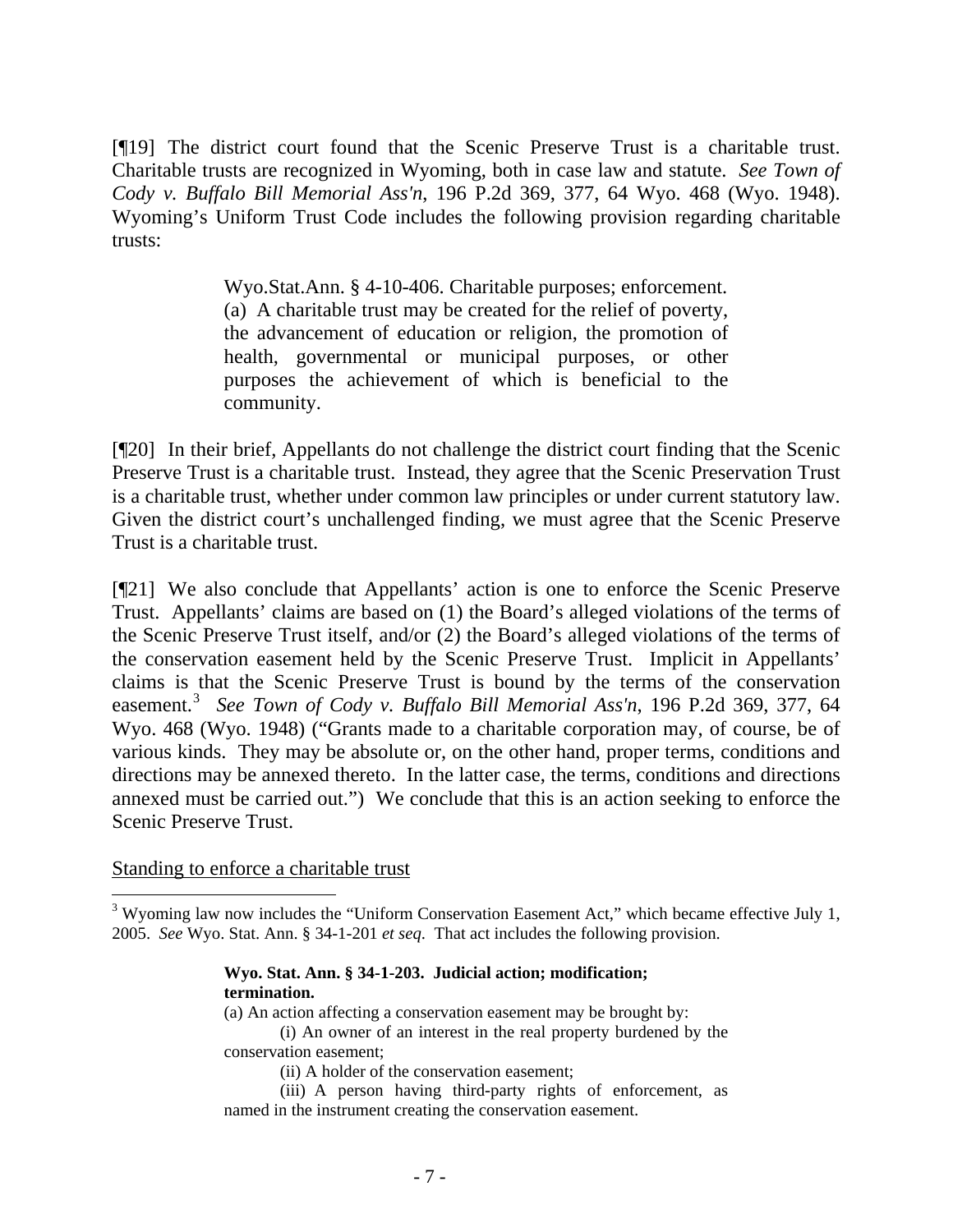[¶19] The district court found that the Scenic Preserve Trust is a charitable trust. Charitable trusts are recognized in Wyoming, both in case law and statute. *See Town of Cody v. Buffalo Bill Memorial Ass'n*, 196 P.2d 369, 377, 64 Wyo. 468 (Wyo. 1948). Wyoming's Uniform Trust Code includes the following provision regarding charitable trusts:

> Wyo.Stat.Ann. § 4-10-406. Charitable purposes; enforcement.
> (a) A charitable trust may be created for the relief of poverty, the advancement of education or religion, the promotion of health, governmental or municipal purposes, or other purposes the achievement of which is beneficial to the community.

[¶20] In their brief, Appellants do not challenge the district court finding that the Scenic Preserve Trust is a charitable trust. Instead, they agree that the Scenic Preservation Trust is a charitable trust, whether under common law principles or under current statutory law. Given the district court's unchallenged finding, we must agree that the Scenic Preserve Trust is a charitable trust.

[¶21] We also conclude that Appellants' action is one to enforce the Scenic Preserve Trust. Appellants' claims are based on (1) the Board's alleged violations of the terms of the Scenic Preserve Trust itself, and/or (2) the Board's alleged violations of the terms of the conservation easement held by the Scenic Preserve Trust. Implicit in Appellants' claims is that the Scenic Preserve Trust is bound by the terms of the conservation easement.[3] *See Town of Cody v. Buffalo Bill Memorial Ass'n*, 196 P.2d 369, 377, 64 Wyo. 468 (Wyo. 1948) ("Grants made to a charitable corporation may, of course, be of various kinds. They may be absolute or, on the other hand, proper terms, conditions and directions may be annexed thereto. In the latter case, the terms, conditions and directions annexed must be carried out.") We conclude that this is an action seeking to enforce the Scenic Preserve Trust.

Standing to enforce a charitable trust

---

[3] Wyoming law now includes the "Uniform Conservation Easement Act," which became effective July 1, 2005. *See* Wyo. Stat. Ann. § 34-1-201 *et seq.* That act includes the following provision.

> **Wyo. Stat. Ann. § 34-1-203. Judicial action; modification; termination.**
> (a) An action affecting a conservation easement may be brought by:
> (i) An owner of an interest in the real property burdened by the conservation easement;
> (ii) A holder of the conservation easement;
> (iii) A person having third-party rights of enforcement, as named in the instrument creating the conservation easement.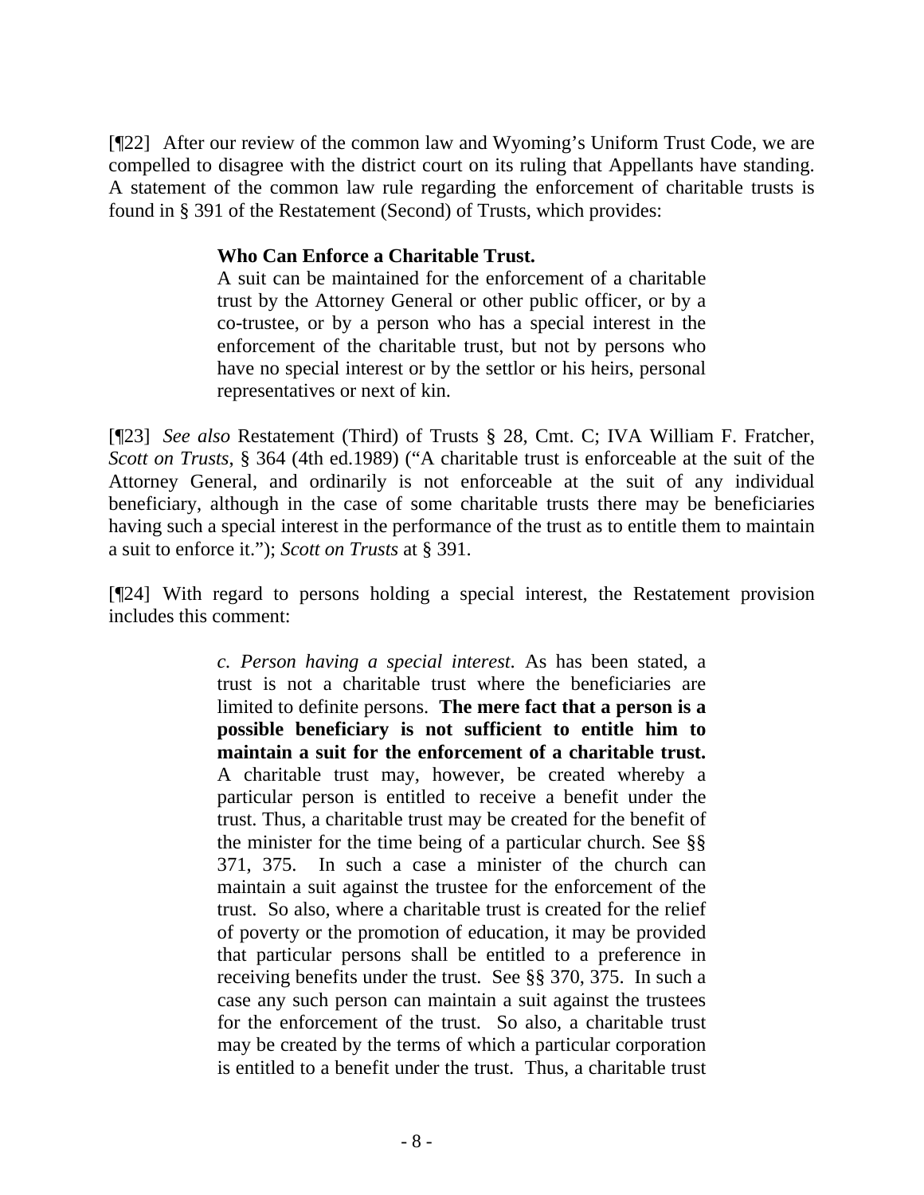[¶22] After our review of the common law and Wyoming's Uniform Trust Code, we are compelled to disagree with the district court on its ruling that Appellants have standing. A statement of the common law rule regarding the enforcement of charitable trusts is found in § 391 of the Restatement (Second) of Trusts, which provides:

> **Who Can Enforce a Charitable Trust.**
> A suit can be maintained for the enforcement of a charitable trust by the Attorney General or other public officer, or by a co-trustee, or by a person who has a special interest in the enforcement of the charitable trust, but not by persons who have no special interest or by the settlor or his heirs, personal representatives or next of kin.

[¶23] *See also* Restatement (Third) of Trusts § 28, Cmt. C; IVA William F. Fratcher, *Scott on Trusts*, § 364 (4th ed.1989) ("A charitable trust is enforceable at the suit of the Attorney General, and ordinarily is not enforceable at the suit of any individual beneficiary, although in the case of some charitable trusts there may be beneficiaries having such a special interest in the performance of the trust as to entitle them to maintain a suit to enforce it."); *Scott on Trusts* at § 391.

[¶24] With regard to persons holding a special interest, the Restatement provision includes this comment:

> *c. Person having a special interest*. As has been stated, a trust is not a charitable trust where the beneficiaries are limited to definite persons. **The mere fact that a person is a possible beneficiary is not sufficient to entitle him to maintain a suit for the enforcement of a charitable trust.** A charitable trust may, however, be created whereby a particular person is entitled to receive a benefit under the trust. Thus, a charitable trust may be created for the benefit of the minister for the time being of a particular church. See §§ 371, 375. In such a case a minister of the church can maintain a suit against the trustee for the enforcement of the trust. So also, where a charitable trust is created for the relief of poverty or the promotion of education, it may be provided that particular persons shall be entitled to a preference in receiving benefits under the trust. See §§ 370, 375. In such a case any such person can maintain a suit against the trustees for the enforcement of the trust. So also, a charitable trust may be created by the terms of which a particular corporation is entitled to a benefit under the trust. Thus, a charitable trust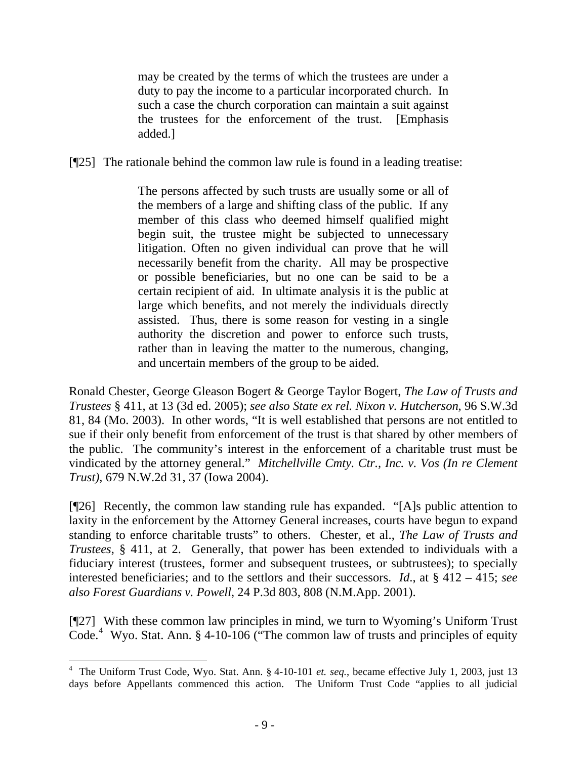> may be created by the terms of which the trustees are under a duty to pay the income to a particular incorporated church. In such a case the church corporation can maintain a suit against the trustees for the enforcement of the trust. [Emphasis added.]

[¶25] The rationale behind the common law rule is found in a leading treatise:

> The persons affected by such trusts are usually some or all of the members of a large and shifting class of the public. If any member of this class who deemed himself qualified might begin suit, the trustee might be subjected to unnecessary litigation. Often no given individual can prove that he will necessarily benefit from the charity. All may be prospective or possible beneficiaries, but no one can be said to be a certain recipient of aid. In ultimate analysis it is the public at large which benefits, and not merely the individuals directly assisted. Thus, there is some reason for vesting in a single authority the discretion and power to enforce such trusts, rather than in leaving the matter to the numerous, changing, and uncertain members of the group to be aided.

Ronald Chester, George Gleason Bogert & George Taylor Bogert, *The Law of Trusts and Trustees* § 411, at 13 (3d ed. 2005); *see also State ex rel. Nixon v. Hutcherson*, 96 S.W.3d 81, 84 (Mo. 2003). In other words, "It is well established that persons are not entitled to sue if their only benefit from enforcement of the trust is that shared by other members of the public. The community's interest in the enforcement of a charitable trust must be vindicated by the attorney general." *Mitchellville Cmty. Ctr., Inc. v. Vos (In re Clement Trust)*, 679 N.W.2d 31, 37 (Iowa 2004).

[¶26] Recently, the common law standing rule has expanded. "[A]s public attention to laxity in the enforcement by the Attorney General increases, courts have begun to expand standing to enforce charitable trusts" to others. Chester, et al., *The Law of Trusts and Trustees*, § 411, at 2. Generally, that power has been extended to individuals with a fiduciary interest (trustees, former and subsequent trustees, or subtrustees); to specially interested beneficiaries; and to the settlors and their successors. *Id*., at § 412 – 415; *see also Forest Guardians v. Powell*, 24 P.3d 803, 808 (N.M.App. 2001).

[¶27] With these common law principles in mind, we turn to Wyoming's Uniform Trust Code.[4] Wyo. Stat. Ann. § 4-10-106 ("The common law of trusts and principles of equity

---

[4] The Uniform Trust Code, Wyo. Stat. Ann. § 4-10-101 *et. seq.*, became effective July 1, 2003, just 13 days before Appellants commenced this action. The Uniform Trust Code "applies to all judicial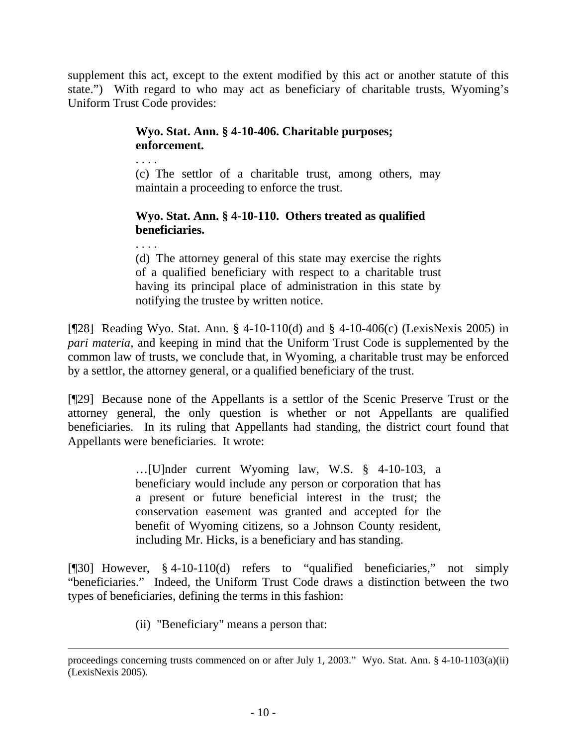supplement this act, except to the extent modified by this act or another statute of this state.") With regard to who may act as beneficiary of charitable trusts, Wyoming's Uniform Trust Code provides:

> **Wyo. Stat. Ann. § 4-10-406. Charitable purposes; enforcement.**
>
> . . . .
>
> (c) The settlor of a charitable trust, among others, may maintain a proceeding to enforce the trust.
>
> **Wyo. Stat. Ann. § 4-10-110. Others treated as qualified beneficiaries.**
>
> . . . .
>
> (d) The attorney general of this state may exercise the rights of a qualified beneficiary with respect to a charitable trust having its principal place of administration in this state by notifying the trustee by written notice.

[¶28] Reading Wyo. Stat. Ann. § 4-10-110(d) and § 4-10-406(c) (LexisNexis 2005) in *pari materia*, and keeping in mind that the Uniform Trust Code is supplemented by the common law of trusts, we conclude that, in Wyoming, a charitable trust may be enforced by a settlor, the attorney general, or a qualified beneficiary of the trust.

[¶29] Because none of the Appellants is a settlor of the Scenic Preserve Trust or the attorney general, the only question is whether or not Appellants are qualified beneficiaries. In its ruling that Appellants had standing, the district court found that Appellants were beneficiaries. It wrote:

> …[U]nder current Wyoming law, W.S. § 4-10-103, a beneficiary would include any person or corporation that has a present or future beneficial interest in the trust; the conservation easement was granted and accepted for the benefit of Wyoming citizens, so a Johnson County resident, including Mr. Hicks, is a beneficiary and has standing.

[¶30] However, § 4-10-110(d) refers to "qualified beneficiaries," not simply "beneficiaries." Indeed, the Uniform Trust Code draws a distinction between the two types of beneficiaries, defining the terms in this fashion:

> (ii) "Beneficiary" means a person that:

---

proceedings concerning trusts commenced on or after July 1, 2003." Wyo. Stat. Ann. § 4-10-1103(a)(ii) (LexisNexis 2005).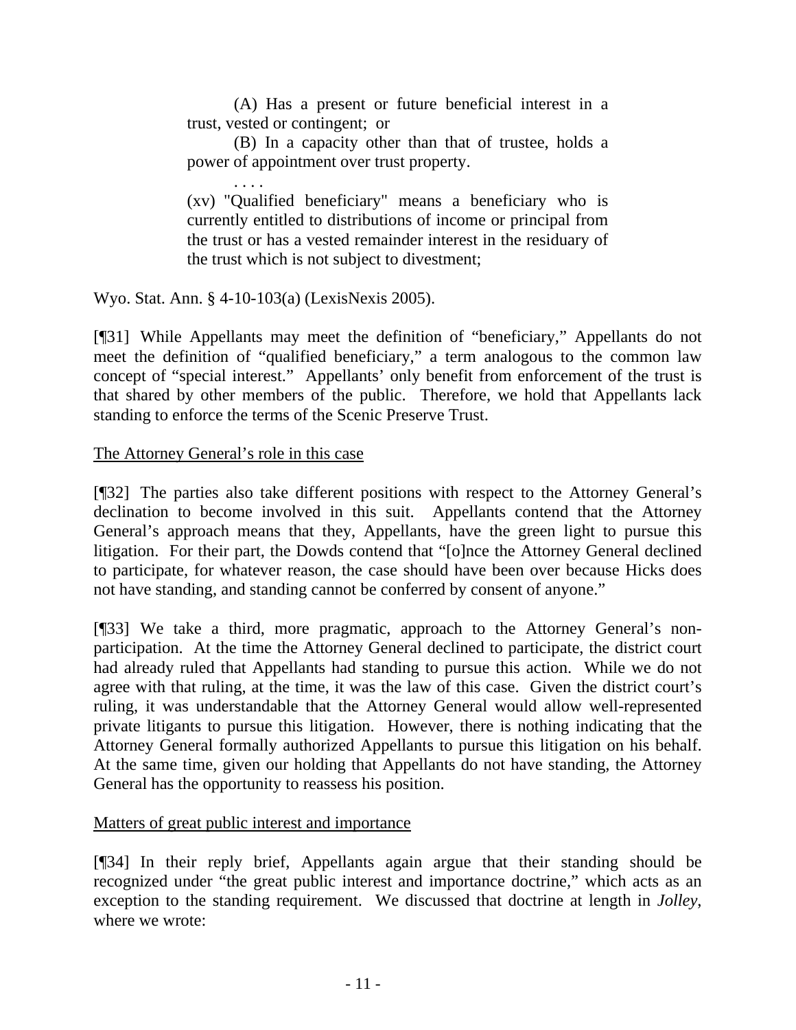> (A) Has a present or future beneficial interest in a trust, vested or contingent; or
>
> (B) In a capacity other than that of trustee, holds a power of appointment over trust property.
>
> . . . .
>
> (xv) "Qualified beneficiary" means a beneficiary who is currently entitled to distributions of income or principal from the trust or has a vested remainder interest in the residuary of the trust which is not subject to divestment;

Wyo. Stat. Ann. § 4-10-103(a) (LexisNexis 2005).

[¶31] While Appellants may meet the definition of "beneficiary," Appellants do not meet the definition of "qualified beneficiary," a term analogous to the common law concept of "special interest." Appellants' only benefit from enforcement of the trust is that shared by other members of the public. Therefore, we hold that Appellants lack standing to enforce the terms of the Scenic Preserve Trust.

The Attorney General's role in this case

[¶32] The parties also take different positions with respect to the Attorney General's declination to become involved in this suit. Appellants contend that the Attorney General's approach means that they, Appellants, have the green light to pursue this litigation. For their part, the Dowds contend that "[o]nce the Attorney General declined to participate, for whatever reason, the case should have been over because Hicks does not have standing, and standing cannot be conferred by consent of anyone."

[¶33] We take a third, more pragmatic, approach to the Attorney General's non-participation. At the time the Attorney General declined to participate, the district court had already ruled that Appellants had standing to pursue this action. While we do not agree with that ruling, at the time, it was the law of this case. Given the district court's ruling, it was understandable that the Attorney General would allow well-represented private litigants to pursue this litigation. However, there is nothing indicating that the Attorney General formally authorized Appellants to pursue this litigation on his behalf. At the same time, given our holding that Appellants do not have standing, the Attorney General has the opportunity to reassess his position.

Matters of great public interest and importance

[¶34] In their reply brief, Appellants again argue that their standing should be recognized under "the great public interest and importance doctrine," which acts as an exception to the standing requirement. We discussed that doctrine at length in *Jolley*, where we wrote: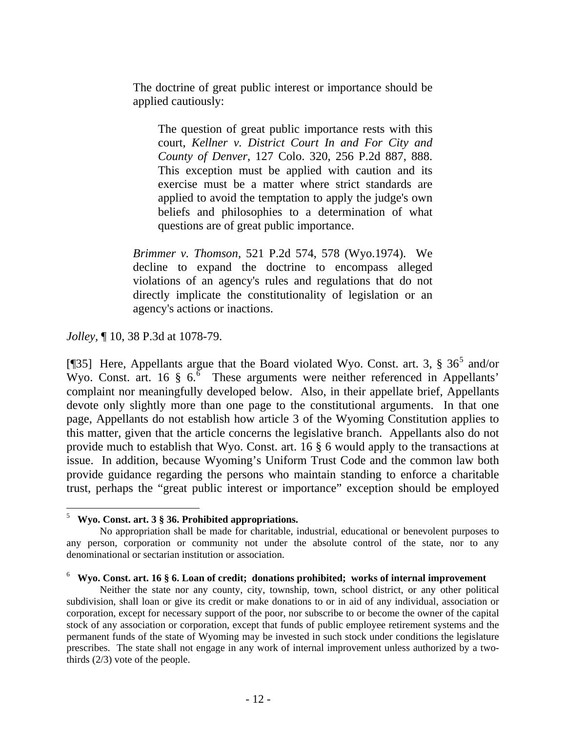> The doctrine of great public interest or importance should be applied cautiously:
>
> > The question of great public importance rests with this court, *Kellner v. District Court In and For City and County of Denver*, 127 Colo. 320, 256 P.2d 887, 888. This exception must be applied with caution and its exercise must be a matter where strict standards are applied to avoid the temptation to apply the judge's own beliefs and philosophies to a determination of what questions are of great public importance.
>
> *Brimmer v. Thomson*, 521 P.2d 574, 578 (Wyo.1974). We decline to expand the doctrine to encompass alleged violations of an agency's rules and regulations that do not directly implicate the constitutionality of legislation or an agency's actions or inactions.

*Jolley*, ¶ 10, 38 P.3d at 1078-79.

[¶35] Here, Appellants argue that the Board violated Wyo. Const. art. 3, § 36[5] and/or Wyo. Const. art. 16 § 6.[6] These arguments were neither referenced in Appellants' complaint nor meaningfully developed below. Also, in their appellate brief, Appellants devote only slightly more than one page to the constitutional arguments. In that one page, Appellants do not establish how article 3 of the Wyoming Constitution applies to this matter, given that the article concerns the legislative branch. Appellants also do not provide much to establish that Wyo. Const. art. 16 § 6 would apply to the transactions at issue. In addition, because Wyoming's Uniform Trust Code and the common law both provide guidance regarding the persons who maintain standing to enforce a charitable trust, perhaps the "great public interest or importance" exception should be employed

---

[5] **Wyo. Const. art. 3 § 36. Prohibited appropriations.**

No appropriation shall be made for charitable, industrial, educational or benevolent purposes to any person, corporation or community not under the absolute control of the state, nor to any denominational or sectarian institution or association.

[6] **Wyo. Const. art. 16 § 6. Loan of credit; donations prohibited; works of internal improvement**

Neither the state nor any county, city, township, town, school district, or any other political subdivision, shall loan or give its credit or make donations to or in aid of any individual, association or corporation, except for necessary support of the poor, nor subscribe to or become the owner of the capital stock of any association or corporation, except that funds of public employee retirement systems and the permanent funds of the state of Wyoming may be invested in such stock under conditions the legislature prescribes. The state shall not engage in any work of internal improvement unless authorized by a two-thirds (2/3) vote of the people.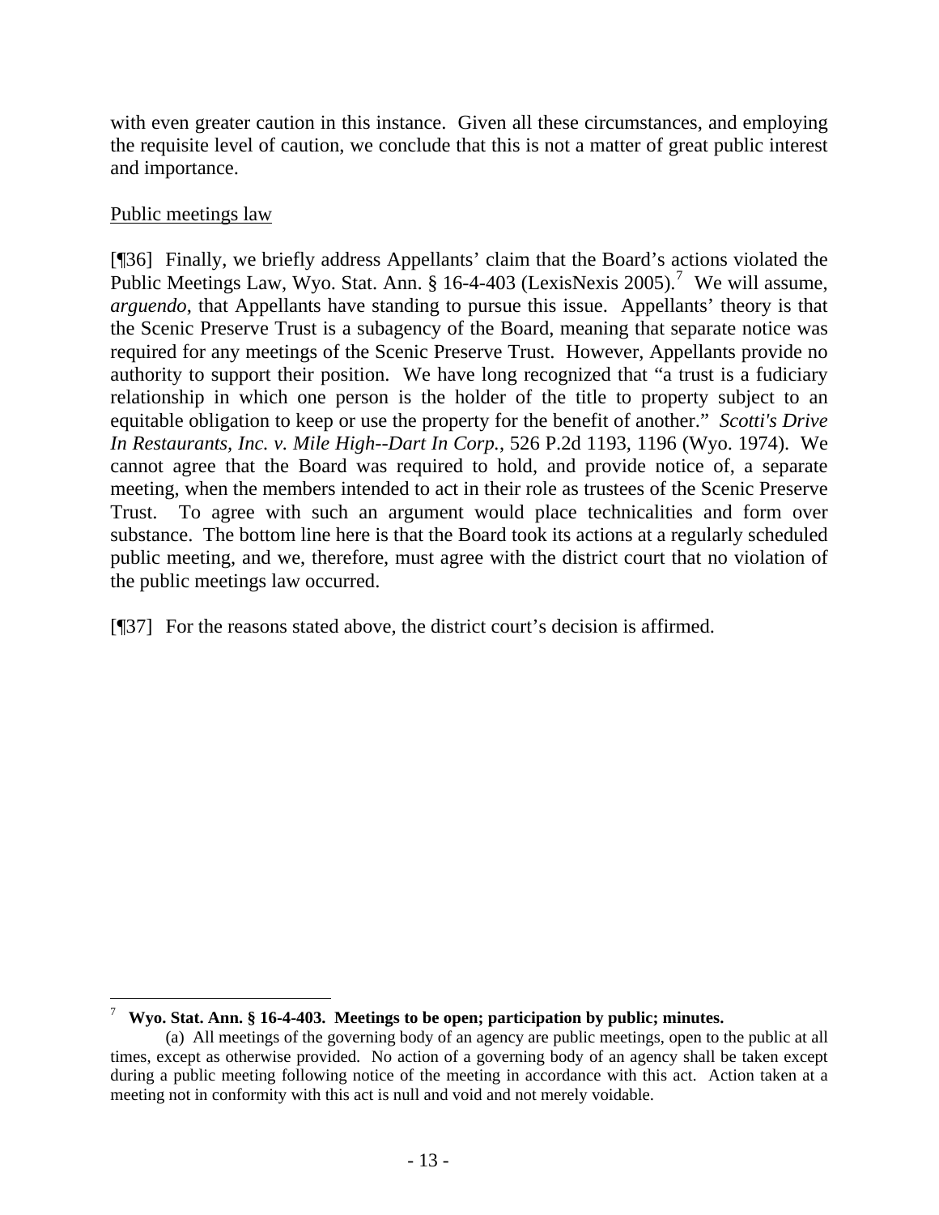with even greater caution in this instance. Given all these circumstances, and employing the requisite level of caution, we conclude that this is not a matter of great public interest and importance.

Public meetings law

[¶36] Finally, we briefly address Appellants' claim that the Board's actions violated the Public Meetings Law, Wyo. Stat. Ann. § 16-4-403 (LexisNexis 2005).[7] We will assume, *arguendo*, that Appellants have standing to pursue this issue. Appellants' theory is that the Scenic Preserve Trust is a subagency of the Board, meaning that separate notice was required for any meetings of the Scenic Preserve Trust. However, Appellants provide no authority to support their position. We have long recognized that "a trust is a fiduciary relationship in which one person is the holder of the title to property subject to an equitable obligation to keep or use the property for the benefit of another." *Scotti's Drive In Restaurants, Inc. v. Mile High--Dart In Corp.*, 526 P.2d 1193, 1196 (Wyo. 1974). We cannot agree that the Board was required to hold, and provide notice of, a separate meeting, when the members intended to act in their role as trustees of the Scenic Preserve Trust. To agree with such an argument would place technicalities and form over substance. The bottom line here is that the Board took its actions at a regularly scheduled public meeting, and we, therefore, must agree with the district court that no violation of the public meetings law occurred.

[¶37] For the reasons stated above, the district court's decision is affirmed.

---

[7] **Wyo. Stat. Ann. § 16-4-403. Meetings to be open; participation by public; minutes.**

(a) All meetings of the governing body of an agency are public meetings, open to the public at all times, except as otherwise provided. No action of a governing body of an agency shall be taken except during a public meeting following notice of the meeting in accordance with this act. Action taken at a meeting not in conformity with this act is null and void and not merely voidable.